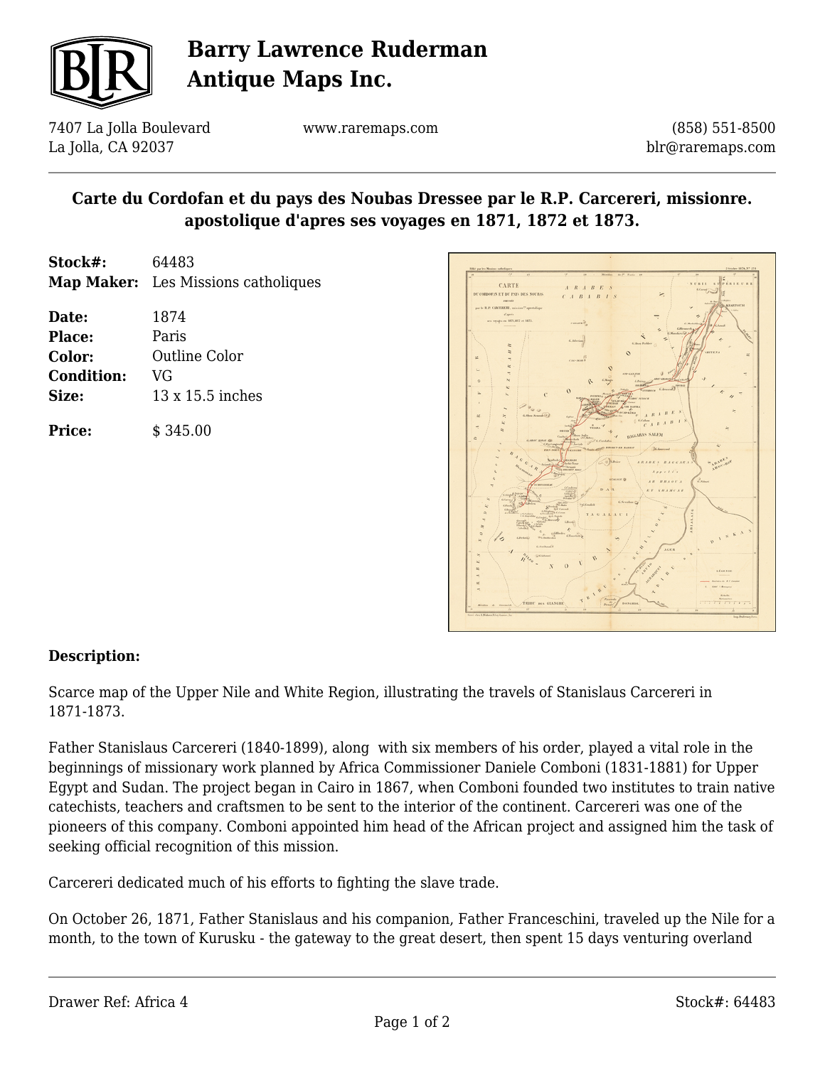# Barry Lawrence Ruderman Antique Maps Inc.

7407 La Jolla Boulevard
La Jolla, CA 92037

www.raremaps.com

(858) 551-8500
blr@raremaps.com

## Carte du Cordofan et du pays des Noubas Dressee par le R.P. Carcereri, missionre. apostolique d'apres ses voyages en 1871, 1872 et 1873.

**Stock#:** 64483
**Map Maker:** Les Missions catholiques

**Date:** 1874
**Place:** Paris
**Color:** Outline Color
**Condition:** VG
**Size:** 13 x 15.5 inches

**Price:** $ 345.00

**Description:**

Scarce map of the Upper Nile and White Region, illustrating the travels of Stanislaus Carcereri in 1871-1873.

Father Stanislaus Carcereri (1840-1899), along with six members of his order, played a vital role in the beginnings of missionary work planned by Africa Commissioner Daniele Comboni (1831-1881) for Upper Egypt and Sudan. The project began in Cairo in 1867, when Comboni founded two institutes to train native catechists, teachers and craftsmen to be sent to the interior of the continent. Carcereri was one of the pioneers of this company. Comboni appointed him head of the African project and assigned him the task of seeking official recognition of this mission.

Carcereri dedicated much of his efforts to fighting the slave trade.

On October 26, 1871, Father Stanislaus and his companion, Father Franceschini, traveled up the Nile for a month, to the town of Kurusku - the gateway to the great desert, then spent 15 days venturing overland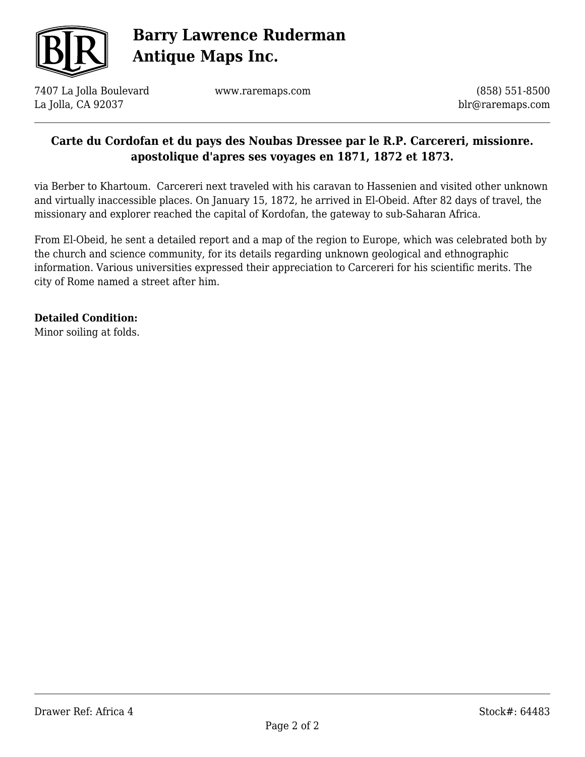via Berber to Khartoum. Carcereri next traveled with his caravan to Hassenien and visited other unknown and virtually inaccessible places. On January 15, 1872, he arrived in El-Obeid. After 82 days of travel, the missionary and explorer reached the capital of Kordofan, the gateway to sub-Saharan Africa.

From El-Obeid, he sent a detailed report and a map of the region to Europe, which was celebrated both by the church and science community, for its details regarding unknown geological and ethnographic information. Various universities expressed their appreciation to Carcereri for his scientific merits. The city of Rome named a street after him.

**Detailed Condition:**
Minor soiling at folds.